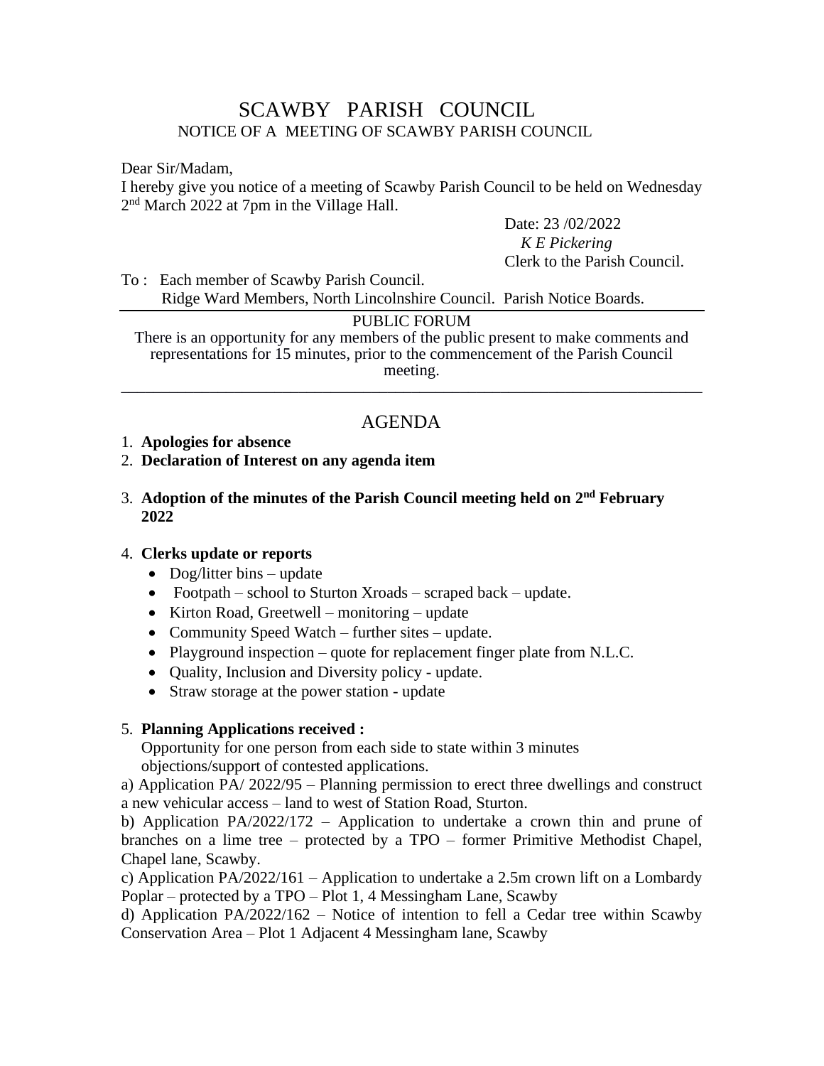# SCAWBY PARISH COUNCIL

## NOTICE OF A MEETING OF SCAWBY PARISH COUNCIL

Dear Sir/Madam,

I hereby give you notice of a meeting of Scawby Parish Council to be held on Wednesday 2nd March 2022 at 7pm in the Village Hall.

Date: 23 /02/2022
*K E Pickering*
Clerk to the Parish Council.

To : Each member of Scawby Parish Council.
Ridge Ward Members, North Lincolnshire Council. Parish Notice Boards.

---

PUBLIC FORUM

There is an opportunity for any members of the public present to make comments and representations for 15 minutes, prior to the commencement of the Parish Council meeting.

---

## AGENDA

1. **Apologies for absence**
2. **Declaration of Interest on any agenda item**
3. **Adoption of the minutes of the Parish Council meeting held on 2nd February 2022**
4. **Clerks update or reports**
   - Dog/litter bins – update
   - Footpath – school to Sturton Xroads – scraped back – update.
   - Kirton Road, Greetwell – monitoring – update
   - Community Speed Watch – further sites – update.
   - Playground inspection – quote for replacement finger plate from N.L.C.
   - Quality, Inclusion and Diversity policy - update.
   - Straw storage at the power station - update
5. **Planning Applications received :**
   Opportunity for one person from each side to state within 3 minutes objections/support of contested applications.

a) Application PA/ 2022/95 – Planning permission to erect three dwellings and construct a new vehicular access – land to west of Station Road, Sturton.

b) Application PA/2022/172 – Application to undertake a crown thin and prune of branches on a lime tree – protected by a TPO – former Primitive Methodist Chapel, Chapel lane, Scawby.

c) Application PA/2022/161 – Application to undertake a 2.5m crown lift on a Lombardy Poplar – protected by a TPO – Plot 1, 4 Messingham Lane, Scawby

d) Application PA/2022/162 – Notice of intention to fell a Cedar tree within Scawby Conservation Area – Plot 1 Adjacent 4 Messingham lane, Scawby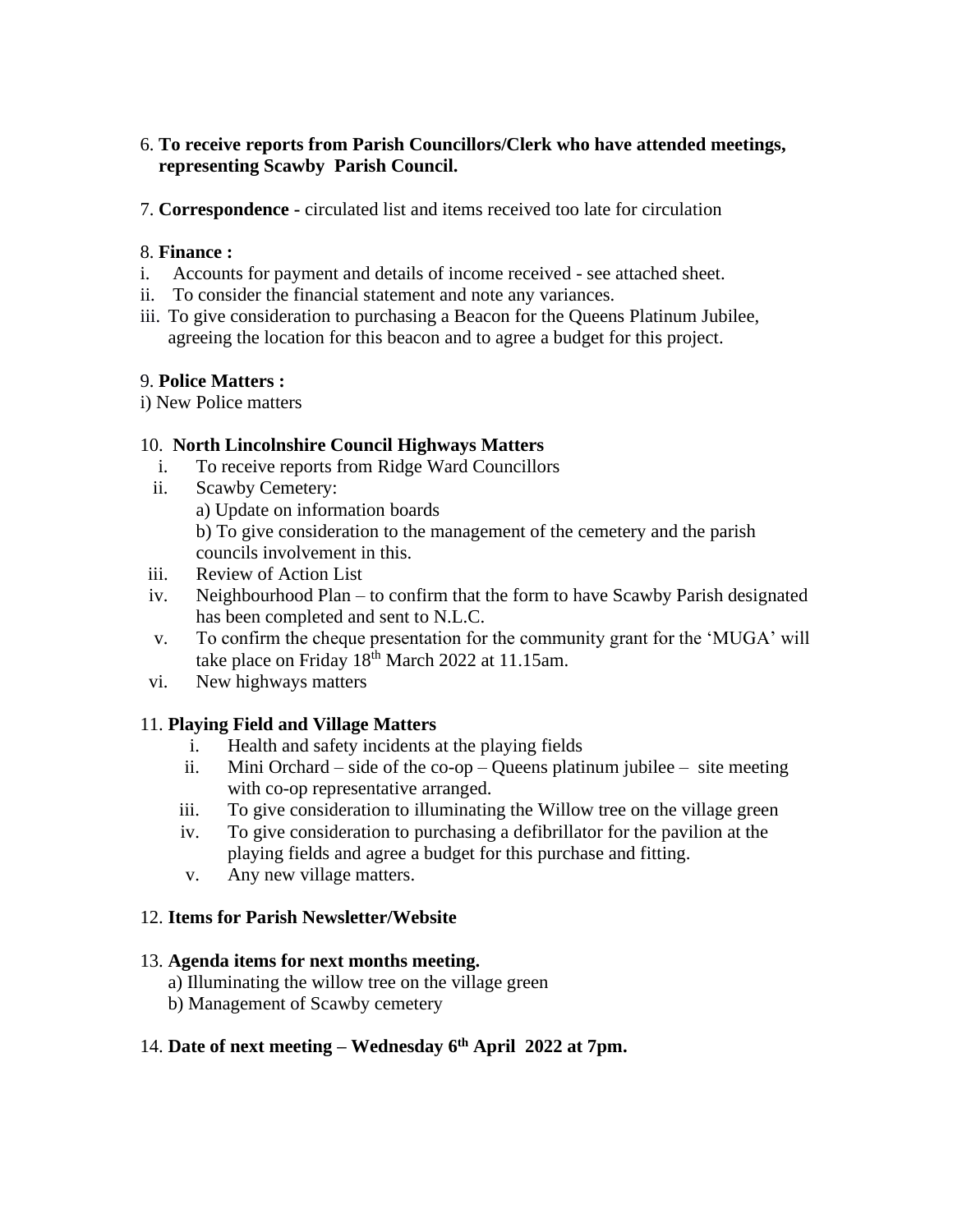6. **To receive reports from Parish Councillors/Clerk who have attended meetings, representing Scawby Parish Council.**

7. **Correspondence -** circulated list and items received too late for circulation

8. **Finance :**

i. Accounts for payment and details of income received - see attached sheet.
ii. To consider the financial statement and note any variances.
iii. To give consideration to purchasing a Beacon for the Queens Platinum Jubilee, agreeing the location for this beacon and to agree a budget for this project.

9. **Police Matters :**

i) New Police matters

10. **North Lincolnshire Council Highways Matters**

i. To receive reports from Ridge Ward Councillors
ii. Scawby Cemetery:
   a) Update on information boards
   b) To give consideration to the management of the cemetery and the parish councils involvement in this.
iii. Review of Action List
iv. Neighbourhood Plan – to confirm that the form to have Scawby Parish designated has been completed and sent to N.L.C.
v. To confirm the cheque presentation for the community grant for the 'MUGA' will take place on Friday 18th March 2022 at 11.15am.
vi. New highways matters

11. **Playing Field and Village Matters**

i. Health and safety incidents at the playing fields
ii. Mini Orchard – side of the co-op – Queens platinum jubilee – site meeting with co-op representative arranged.
iii. To give consideration to illuminating the Willow tree on the village green
iv. To give consideration to purchasing a defibrillator for the pavilion at the playing fields and agree a budget for this purchase and fitting.
v. Any new village matters.

12. **Items for Parish Newsletter/Website**

13. **Agenda items for next months meeting.**

a) Illuminating the willow tree on the village green
b) Management of Scawby cemetery

14. **Date of next meeting – Wednesday 6th April 2022 at 7pm.**